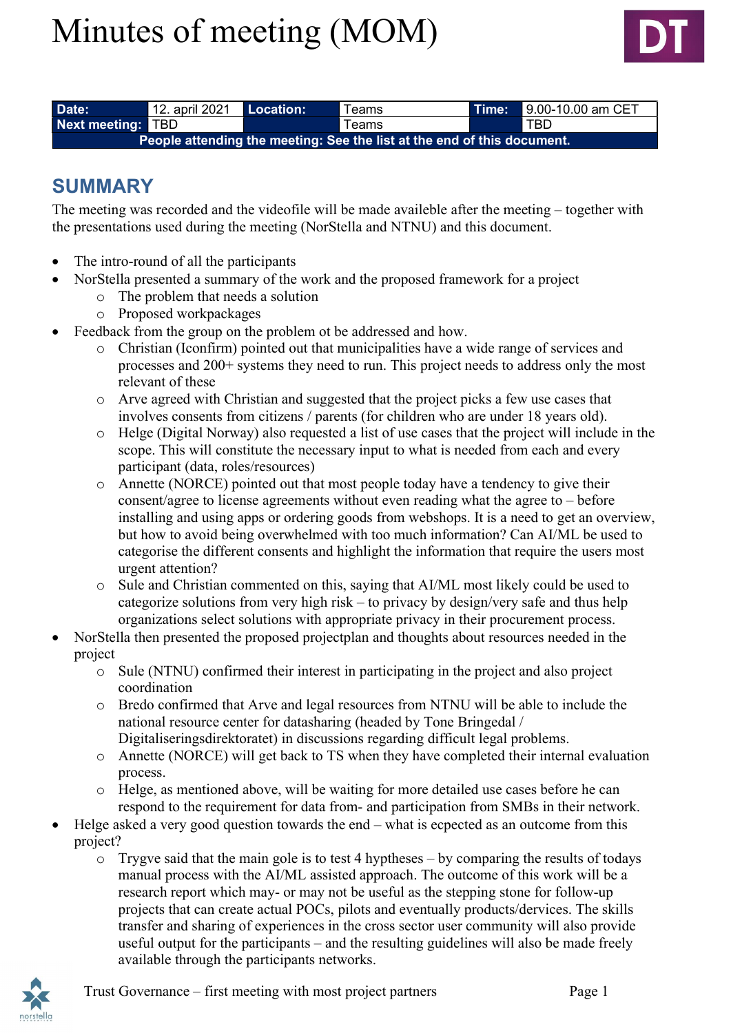# Minutes of meeting (MOM)

| Date: | 12. april 2021 | Location: | Teams | Time: | 9.00-10.00 am CET |
|---|---|---|---|---|---|
| Next meeting: | TBD | | Teams | | TBD |
| People attending the meeting: See the list at the end of this document. | | | | | |

## SUMMARY

The meeting was recorded and the videofile will be made availeble after the meeting – together with the presentations used during the meeting (NorStella and NTNU) and this document.

- The intro-round of all the participants
- NorStella presented a summary of the work and the proposed framework for a project
  - The problem that needs a solution
  - Proposed workpackages
- Feedback from the group on the problem ot be addressed and how.
  - Christian (Iconfirm) pointed out that municipalities have a wide range of services and processes and 200+ systems they need to run. This project needs to address only the most relevant of these
  - Arve agreed with Christian and suggested that the project picks a few use cases that involves consents from citizens / parents (for children who are under 18 years old).
  - Helge (Digital Norway) also requested a list of use cases that the project will include in the scope. This will constitute the necessary input to what is needed from each and every participant (data, roles/resources)
  - Annette (NORCE) pointed out that most people today have a tendency to give their consent/agree to license agreements without even reading what the agree to – before installing and using apps or ordering goods from webshops. It is a need to get an overview, but how to avoid being overwhelmed with too much information? Can AI/ML be used to categorise the different consents and highlight the information that require the users most urgent attention?
  - Sule and Christian commented on this, saying that AI/ML most likely could be used to categorize solutions from very high risk – to privacy by design/very safe and thus help organizations select solutions with appropriate privacy in their procurement process.
- NorStella then presented the proposed projectplan and thoughts about resources needed in the project
  - Sule (NTNU) confirmed their interest in participating in the project and also project coordination
  - Bredo confirmed that Arve and legal resources from NTNU will be able to include the national resource center for datasharing (headed by Tone Bringedal / Digitaliseringsdirektoratet) in discussions regarding difficult legal problems.
  - Annette (NORCE) will get back to TS when they have completed their internal evaluation process.
  - Helge, as mentioned above, will be waiting for more detailed use cases before he can respond to the requirement for data from- and participation from SMBs in their network.
- Helge asked a very good question towards the end – what is ecpected as an outcome from this project?
  - Trygve said that the main gole is to test 4 hyptheses – by comparing the results of todays manual process with the AI/ML assisted approach. The outcome of this work will be a research report which may- or may not be useful as the stepping stone for follow-up projects that can create actual POCs, pilots and eventually products/dervices. The skills transfer and sharing of experiences in the cross sector user community will also provide useful output for the participants – and the resulting guidelines will also be made freely available through the participants networks.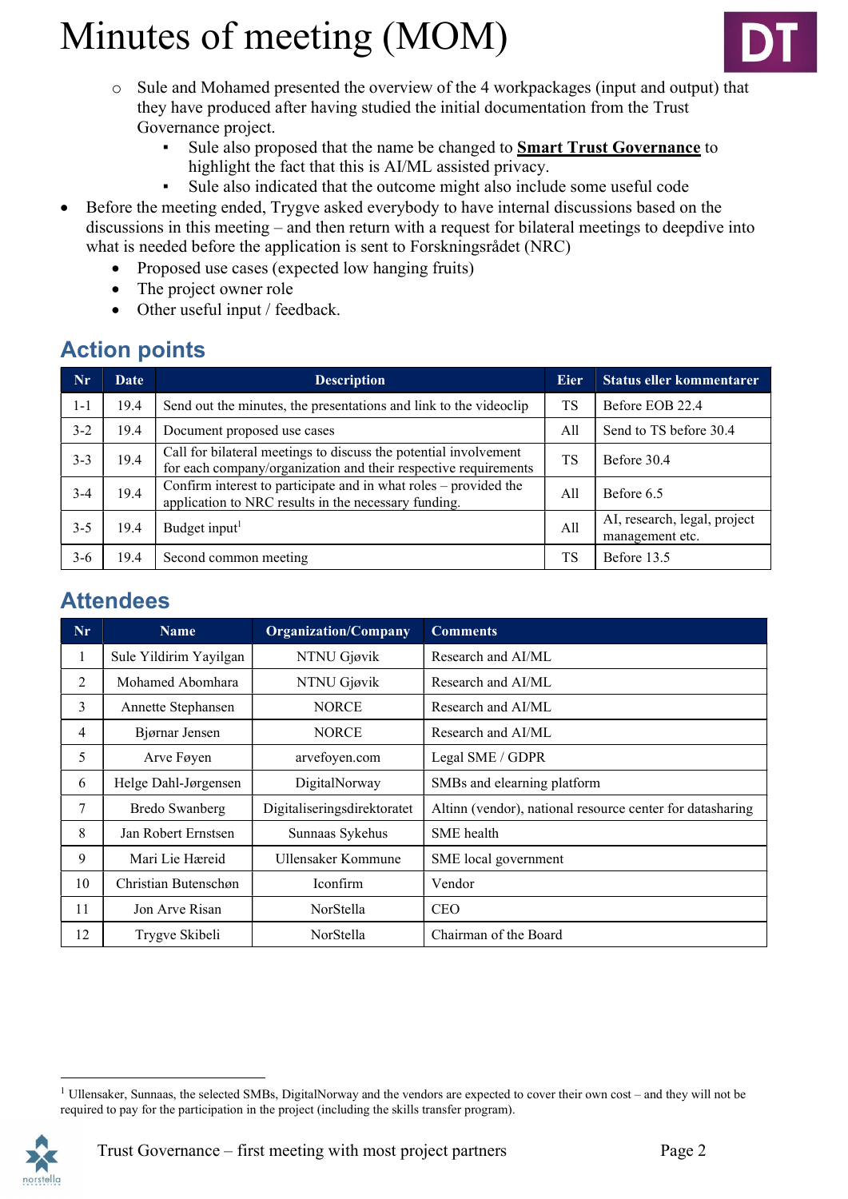- Sule and Mohamed presented the overview of the 4 workpackages (input and output) that they have produced after having studied the initial documentation from the Trust Governance project.
  - Sule also proposed that the name be changed to **Smart Trust Governance** to highlight the fact that this is AI/ML assisted privacy.
  - Sule also indicated that the outcome might also include some useful code
- Before the meeting ended, Trygve asked everybody to have internal discussions based on the discussions in this meeting – and then return with a request for bilateral meetings to deepdive into what is needed before the application is sent to Forskningsrådet (NRC)
  - Proposed use cases (expected low hanging fruits)
  - The project owner role
  - Other useful input / feedback.

## Action points

| Nr | Date | Description | Eier | Status eller kommentarer |
|---|---|---|---|---|
| 1-1 | 19.4 | Send out the minutes, the presentations and link to the videoclip | TS | Before EOB 22.4 |
| 3-2 | 19.4 | Document proposed use cases | All | Send to TS before 30.4 |
| 3-3 | 19.4 | Call for bilateral meetings to discuss the potential involvement for each company/organization and their respective requirements | TS | Before 30.4 |
| 3-4 | 19.4 | Confirm interest to participate and in what roles – provided the application to NRC results in the necessary funding. | All | Before 6.5 |
| 3-5 | 19.4 | Budget input[1] | All | AI, research, legal, project management etc. |
| 3-6 | 19.4 | Second common meeting | TS | Before 13.5 |

## Attendees

| Nr | Name | Organization/Company | Comments |
|---|---|---|---|
| 1 | Sule Yildirim Yayilgan | NTNU Gjøvik | Research and AI/ML |
| 2 | Mohamed Abomhara | NTNU Gjøvik | Research and AI/ML |
| 3 | Annette Stephansen | NORCE | Research and AI/ML |
| 4 | Bjørnar Jensen | NORCE | Research and AI/ML |
| 5 | Arve Føyen | arvefoyen.com | Legal SME / GDPR |
| 6 | Helge Dahl-Jørgensen | DigitalNorway | SMBs and elearning platform |
| 7 | Bredo Swanberg | Digitaliseringsdirektoratet | Altinn (vendor), national resource center for datasharing |
| 8 | Jan Robert Ernstsen | Sunnaas Sykehus | SME health |
| 9 | Mari Lie Hæreid | Ullensaker Kommune | SME local government |
| 10 | Christian Butenschøn | Iconfirm | Vendor |
| 11 | Jon Arve Risan | NorStella | CEO |
| 12 | Trygve Skibeli | NorStella | Chairman of the Board |

[1] Ullensaker, Sunnaas, the selected SMBs, DigitalNorway and the vendors are expected to cover their own cost – and they will not be required to pay for the participation in the project (including the skills transfer program).